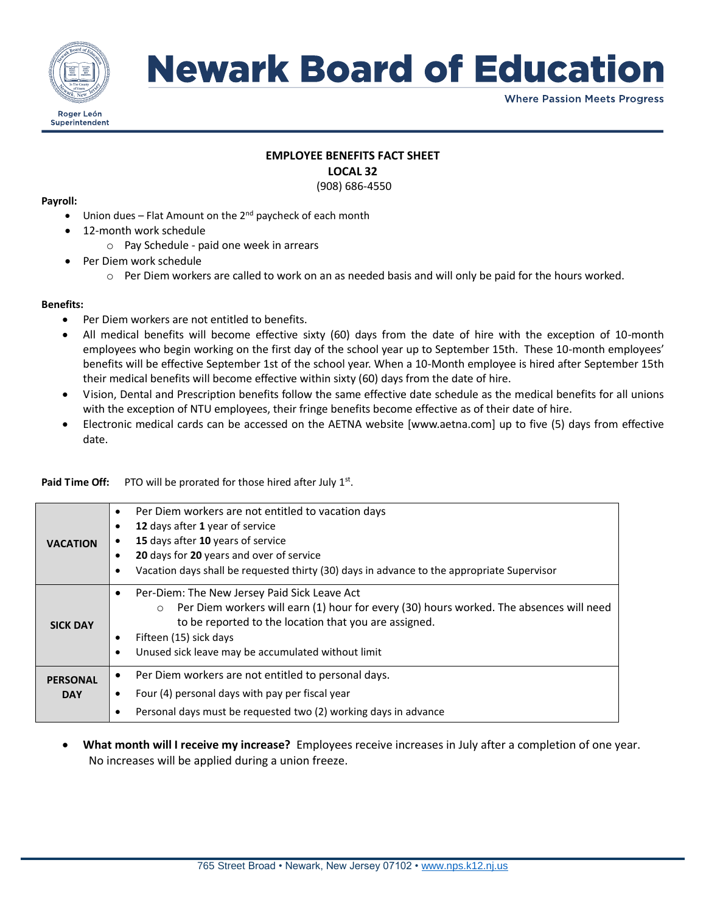# Newark Board of Education

Where Passion Meets Progress

Roger León
Superintendent

**EMPLOYEE BENEFITS FACT SHEET**
**LOCAL 32**
(908) 686-4550

**Payroll:**

- Union dues – Flat Amount on the 2nd paycheck of each month
- 12-month work schedule
  - Pay Schedule - paid one week in arrears
- Per Diem work schedule
  - Per Diem workers are called to work on an as needed basis and will only be paid for the hours worked.

**Benefits:**

- Per Diem workers are not entitled to benefits.
- All medical benefits will become effective sixty (60) days from the date of hire with the exception of 10-month employees who begin working on the first day of the school year up to September 15th. These 10-month employees' benefits will be effective September 1st of the school year. When a 10-Month employee is hired after September 15th their medical benefits will become effective within sixty (60) days from the date of hire.
- Vision, Dental and Prescription benefits follow the same effective date schedule as the medical benefits for all unions with the exception of NTU employees, their fringe benefits become effective as of their date of hire.
- Electronic medical cards can be accessed on the AETNA website [www.aetna.com] up to five (5) days from effective date.

**Paid Time Off:** PTO will be prorated for those hired after July 1st.

| | |
|---|---|
| **VACATION** | • Per Diem workers are not entitled to vacation days<br>• **12** days after **1** year of service<br>• **15** days after **10** years of service<br>• **20** days for **20** years and over of service<br>• Vacation days shall be requested thirty (30) days in advance to the appropriate Supervisor |
| **SICK DAY** | • Per-Diem: The New Jersey Paid Sick Leave Act<br>  ○ Per Diem workers will earn (1) hour for every (30) hours worked. The absences will need to be reported to the location that you are assigned.<br>• Fifteen (15) sick days<br>• Unused sick leave may be accumulated without limit |
| **PERSONAL DAY** | • Per Diem workers are not entitled to personal days.<br>• Four (4) personal days with pay per fiscal year<br>• Personal days must be requested two (2) working days in advance |

- **What month will I receive my increase?** Employees receive increases in July after a completion of one year. No increases will be applied during a union freeze.

765 Street Broad • Newark, New Jersey 07102 • www.nps.k12.nj.us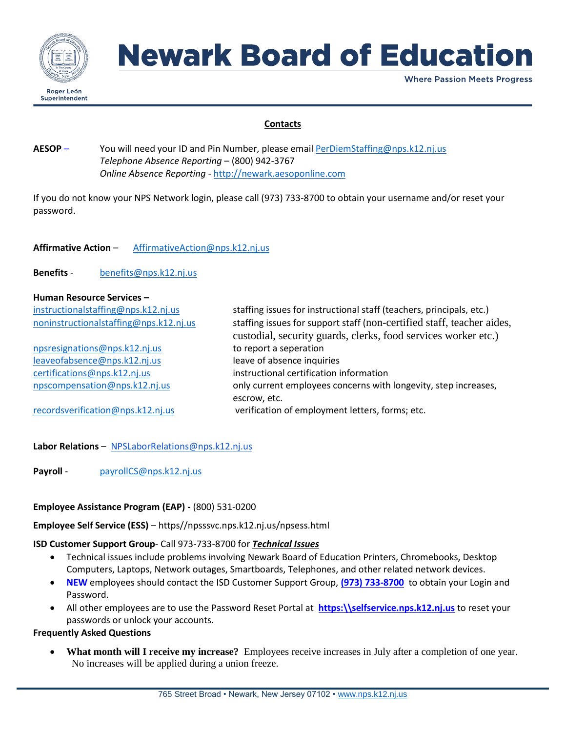# Newark Board of Education

Where Passion Meets Progress

Roger León
Superintendent

## Contacts

**AESOP** – You will need your ID and Pin Number, please email PerDiemStaffing@nps.k12.nj.us
*Telephone Absence Reporting* – (800) 942-3767
*Online Absence Reporting* - http://newark.aesoponline.com

If you do not know your NPS Network login, please call (973) 733-8700 to obtain your username and/or reset your password.

**Affirmative Action** – AffirmativeAction@nps.k12.nj.us

**Benefits** - benefits@nps.k12.nj.us

**Human Resource Services –**

| | |
|---|---|
| instructionalstaffing@nps.k12.nj.us | staffing issues for instructional staff (teachers, principals, etc.) |
| noninstructionalstaffing@nps.k12.nj.us | staffing issues for support staff (non-certified staff, teacher aides, custodial, security guards, clerks, food services worker etc.) |
| npsresignations@nps.k12.nj.us | to report a seperation |
| leaveofabsence@nps.k12.nj.us | leave of absence inquiries |
| certifications@nps.k12.nj.us | instructional certification information |
| npscompensation@nps.k12.nj.us | only current employees concerns with longevity, step increases, escrow, etc. |
| recordsverification@nps.k12.nj.us | verification of employment letters, forms; etc. |

**Labor Relations** – NPSLaborRelations@nps.k12.nj.us

**Payroll** - payrollCS@nps.k12.nj.us

**Employee Assistance Program (EAP) -** (800) 531-0200

**Employee Self Service (ESS)** – https//npsssvc.nps.k12.nj.us/npsess.html

**ISD Customer Support Group**- Call 973-733-8700 for ***Technical Issues***

- Technical issues include problems involving Newark Board of Education Printers, Chromebooks, Desktop Computers, Laptops, Network outages, Smartboards, Telephones, and other related network devices.
- **NEW** employees should contact the ISD Customer Support Group, **(973) 733-8700** to obtain your Login and Password.
- All other employees are to use the Password Reset Portal at **https:\\selfservice.nps.k12.nj.us** to reset your passwords or unlock your accounts.

**Frequently Asked Questions**

- **What month will I receive my increase?** Employees receive increases in July after a completion of one year. No increases will be applied during a union freeze.

765 Street Broad • Newark, New Jersey 07102 • www.nps.k12.nj.us